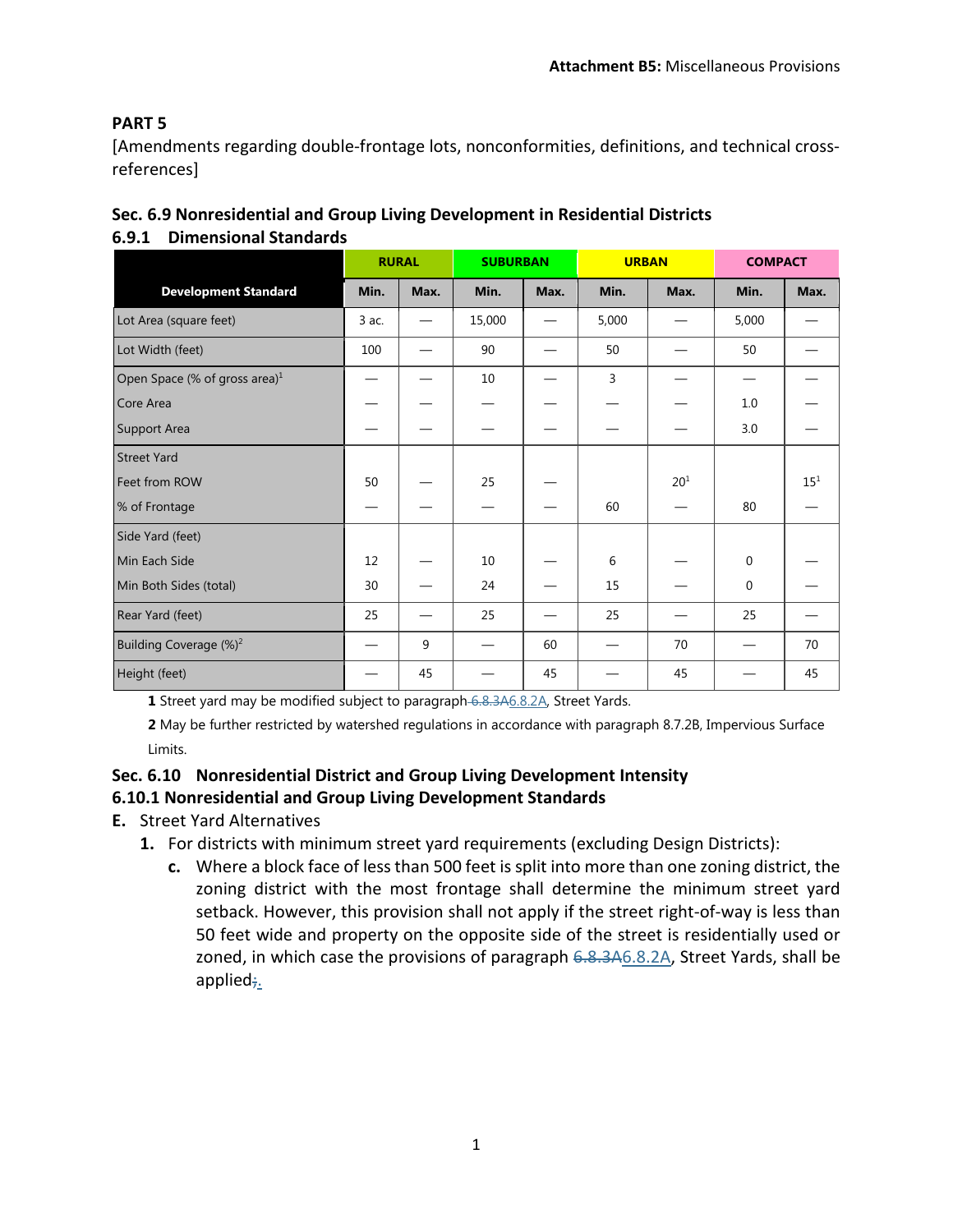**Attachment B5:** Miscellaneous Provisions

## PART 5

[Amendments regarding double-frontage lots, nonconformities, definitions, and technical cross-references]

### Sec. 6.9 Nonresidential and Group Living Development in Residential Districts

### 6.9.1 Dimensional Standards

| | RURAL | | SUBURBAN | | URBAN | | COMPACT | |
|---|---|---|---|---|---|---|---|---|
| **Development Standard** | **Min.** | **Max.** | **Min.** | **Max.** | **Min.** | **Max.** | **Min.** | **Max.** |
| Lot Area (square feet) | 3 ac. | — | 15,000 | — | 5,000 | — | 5,000 | — |
| Lot Width (feet) | 100 | — | 90 | — | 50 | — | 50 | — |
| Open Space (% of gross area)[1] | — | — | 10 | — | 3 | — | — | — |
| Core Area | — | — | — | — | — | — | 1.0 | — |
| Support Area | — | — | — | — | — | — | 3.0 | — |
| Street Yard | | | | | | | | |
| Feet from ROW | 50 | — | 25 | — | | 20[1] | | 15[1] |
| % of Frontage | — | — | — | — | 60 | — | 80 | — |
| Side Yard (feet) | | | | | | | | |
| Min Each Side | 12 | — | 10 | — | 6 | — | 0 | — |
| Min Both Sides (total) | 30 | — | 24 | — | 15 | — | 0 | — |
| Rear Yard (feet) | 25 | — | 25 | — | 25 | — | 25 | — |
| Building Coverage (%)[2] | — | 9 | — | 60 | — | 70 | — | 70 |
| Height (feet) | — | 45 | — | 45 | — | 45 | — | 45 |

**1** Street yard may be modified subject to paragraph ~~6.8.3A~~6.8.2A, Street Yards.

**2** May be further restricted by watershed regulations in accordance with paragraph 8.7.2B, Impervious Surface Limits.

### Sec. 6.10 Nonresidential District and Group Living Development Intensity

### 6.10.1 Nonresidential and Group Living Development Standards

**E.** Street Yard Alternatives

1. For districts with minimum street yard requirements (excluding Design Districts):
   - **c.** Where a block face of less than 500 feet is split into more than one zoning district, the zoning district with the most frontage shall determine the minimum street yard setback. However, this provision shall not apply if the street right-of-way is less than 50 feet wide and property on the opposite side of the street is residentially used or zoned, in which case the provisions of paragraph ~~6.8.3A~~6.8.2A, Street Yards, shall be applied~~;~~.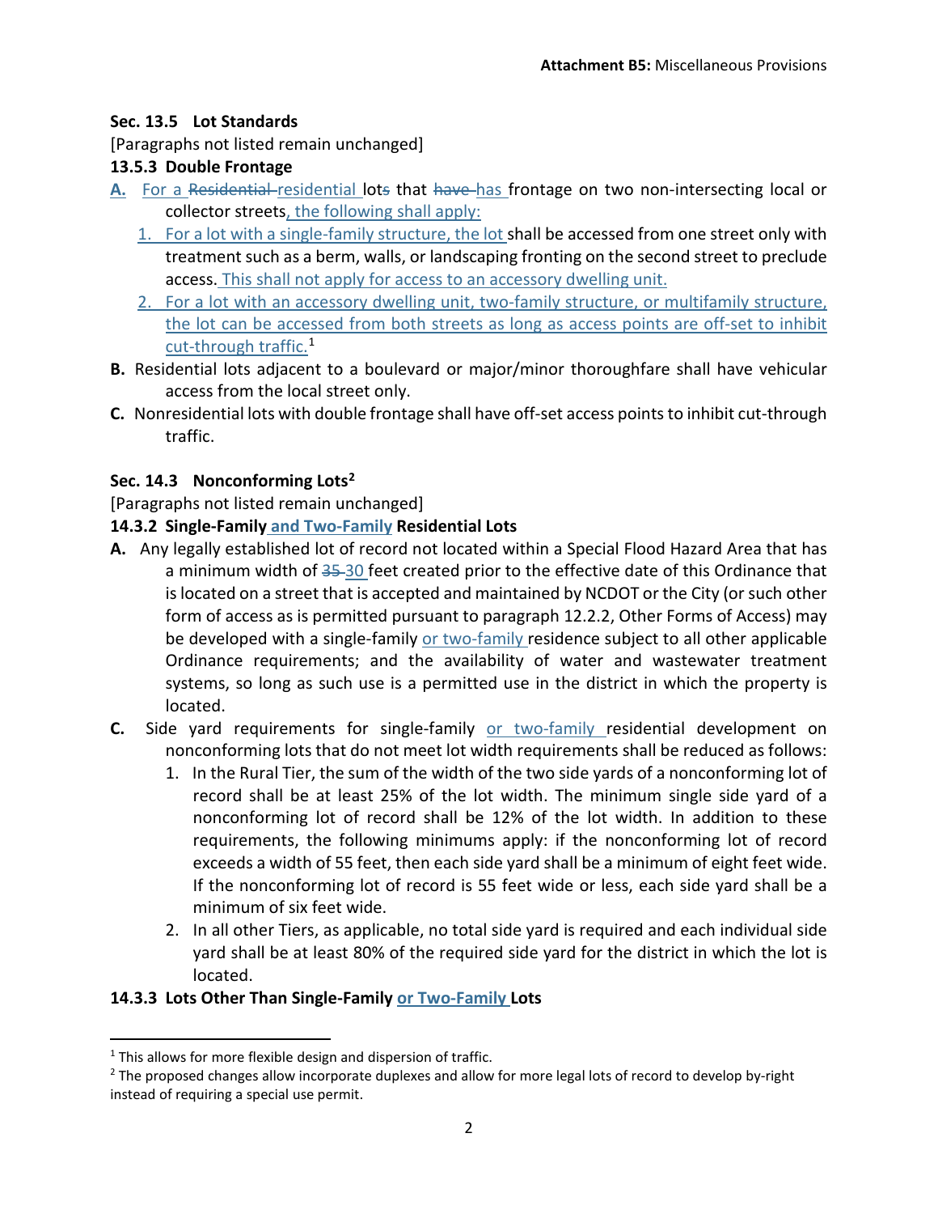### Sec. 13.5 Lot Standards

[Paragraphs not listed remain unchanged]

**13.5.3 Double Frontage**

**A.** For a ~~Residential~~ residential lot~~s~~ that ~~have~~ has frontage on two non-intersecting local or collector streets, the following shall apply:

1. For a lot with a single-family structure, the lot shall be accessed from one street only with treatment such as a berm, walls, or landscaping fronting on the second street to preclude access. This shall not apply for access to an accessory dwelling unit.
2. For a lot with an accessory dwelling unit, two-family structure, or multifamily structure, the lot can be accessed from both streets as long as access points are off-set to inhibit cut-through traffic.[1]

**B.** Residential lots adjacent to a boulevard or major/minor thoroughfare shall have vehicular access from the local street only.

**C.** Nonresidential lots with double frontage shall have off-set access points to inhibit cut-through traffic.

### Sec. 14.3 Nonconforming Lots[2]

[Paragraphs not listed remain unchanged]

**14.3.2 Single-Family and Two-Family Residential Lots**

**A.** Any legally established lot of record not located within a Special Flood Hazard Area that has a minimum width of ~~35~~ 30 feet created prior to the effective date of this Ordinance that is located on a street that is accepted and maintained by NCDOT or the City (or such other form of access as is permitted pursuant to paragraph 12.2.2, Other Forms of Access) may be developed with a single-family or two-family residence subject to all other applicable Ordinance requirements; and the availability of water and wastewater treatment systems, so long as such use is a permitted use in the district in which the property is located.

**C.** Side yard requirements for single-family or two-family residential development on nonconforming lots that do not meet lot width requirements shall be reduced as follows:

1. In the Rural Tier, the sum of the width of the two side yards of a nonconforming lot of record shall be at least 25% of the lot width. The minimum single side yard of a nonconforming lot of record shall be 12% of the lot width. In addition to these requirements, the following minimums apply: if the nonconforming lot of record exceeds a width of 55 feet, then each side yard shall be a minimum of eight feet wide. If the nonconforming lot of record is 55 feet wide or less, each side yard shall be a minimum of six feet wide.
2. In all other Tiers, as applicable, no total side yard is required and each individual side yard shall be at least 80% of the required side yard for the district in which the lot is located.

**14.3.3 Lots Other Than Single-Family or Two-Family Lots**

---

[1] This allows for more flexible design and dispersion of traffic.

[2] The proposed changes allow incorporate duplexes and allow for more legal lots of record to develop by-right instead of requiring a special use permit.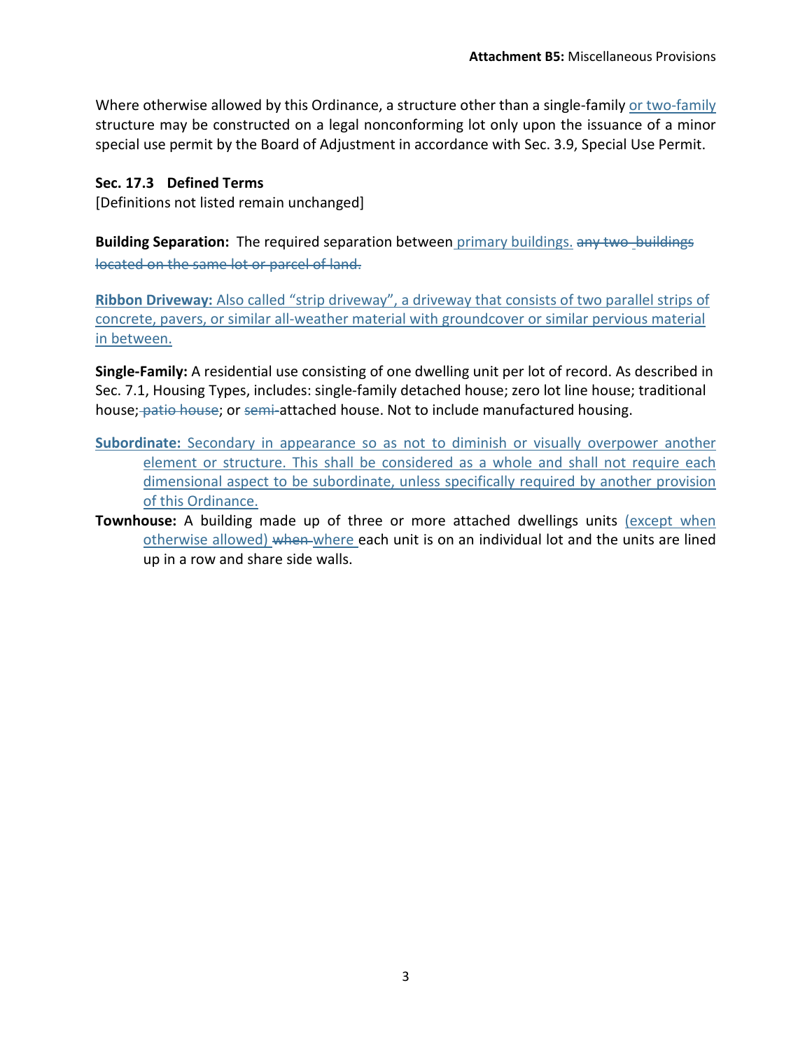Where otherwise allowed by this Ordinance, a structure other than a single-family or two-family structure may be constructed on a legal nonconforming lot only upon the issuance of a minor special use permit by the Board of Adjustment in accordance with Sec. 3.9, Special Use Permit.

**Sec. 17.3 Defined Terms**

[Definitions not listed remain unchanged]

**Building Separation:** The required separation between primary buildings. ~~any two buildings located on the same lot or parcel of land.~~

**Ribbon Driveway:** Also called "strip driveway", a driveway that consists of two parallel strips of concrete, pavers, or similar all-weather material with groundcover or similar pervious material in between.

**Single-Family:** A residential use consisting of one dwelling unit per lot of record. As described in Sec. 7.1, Housing Types, includes: single-family detached house; zero lot line house; traditional house; ~~patio house~~; or ~~semi-~~attached house. Not to include manufactured housing.

**Subordinate:** Secondary in appearance so as not to diminish or visually overpower another element or structure. This shall be considered as a whole and shall not require each dimensional aspect to be subordinate, unless specifically required by another provision of this Ordinance.

**Townhouse:** A building made up of three or more attached dwellings units (except when otherwise allowed) ~~when~~ where each unit is on an individual lot and the units are lined up in a row and share side walls.